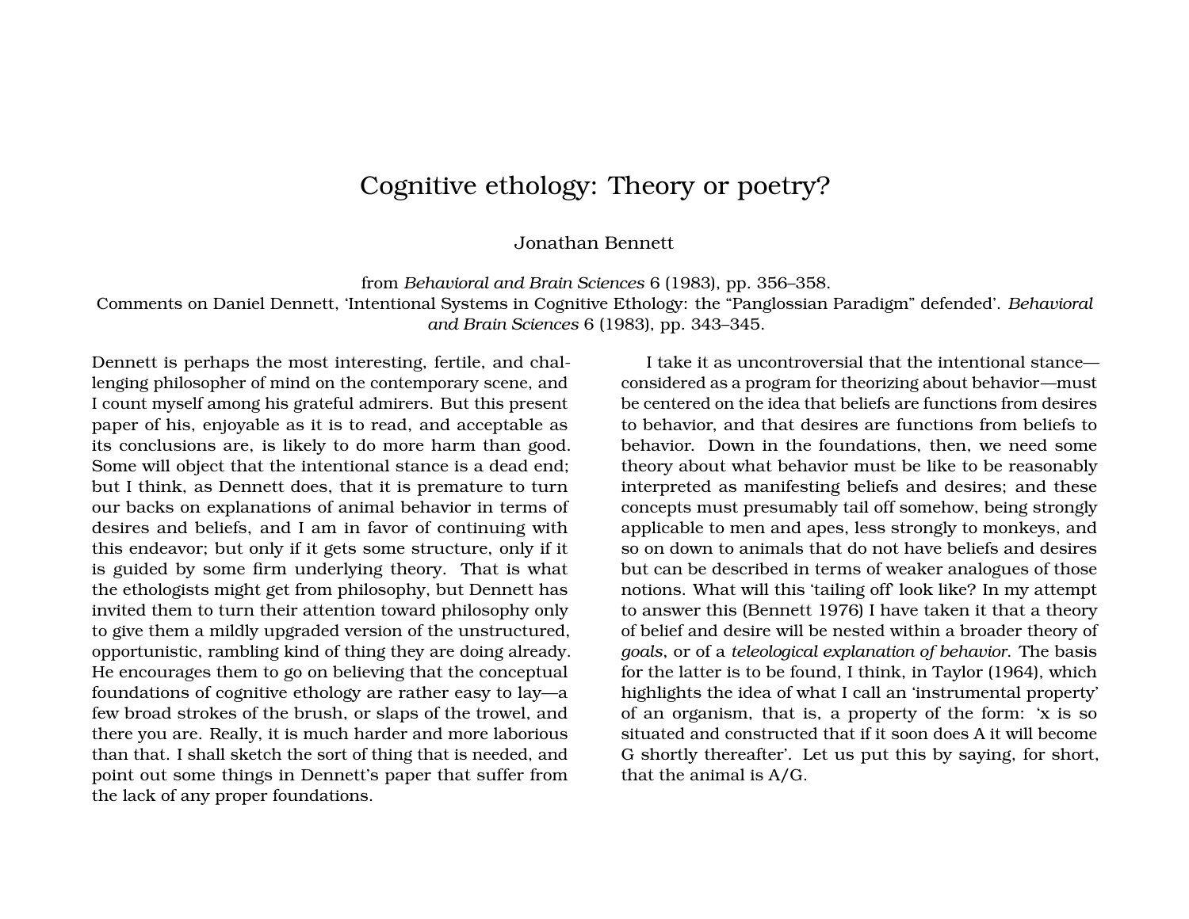# Cognitive ethology: Theory or poetry?

Jonathan Bennett

from *Behavioral and Brain Sciences* 6 (1983), pp. 356–358.
Comments on Daniel Dennett, 'Intentional Systems in Cognitive Ethology: the "Panglossian Paradigm" defended'. *Behavioral and Brain Sciences* 6 (1983), pp. 343–345.

Dennett is perhaps the most interesting, fertile, and challenging philosopher of mind on the contemporary scene, and I count myself among his grateful admirers. But this present paper of his, enjoyable as it is to read, and acceptable as its conclusions are, is likely to do more harm than good. Some will object that the intentional stance is a dead end; but I think, as Dennett does, that it is premature to turn our backs on explanations of animal behavior in terms of desires and beliefs, and I am in favor of continuing with this endeavor; but only if it gets some structure, only if it is guided by some firm underlying theory. That is what the ethologists might get from philosophy, but Dennett has invited them to turn their attention toward philosophy only to give them a mildly upgraded version of the unstructured, opportunistic, rambling kind of thing they are doing already. He encourages them to go on believing that the conceptual foundations of cognitive ethology are rather easy to lay—a few broad strokes of the brush, or slaps of the trowel, and there you are. Really, it is much harder and more laborious than that. I shall sketch the sort of thing that is needed, and point out some things in Dennett's paper that suffer from the lack of any proper foundations.

I take it as uncontroversial that the intentional stance—considered as a program for theorizing about behavior—must be centered on the idea that beliefs are functions from desires to behavior, and that desires are functions from beliefs to behavior. Down in the foundations, then, we need some theory about what behavior must be like to be reasonably interpreted as manifesting beliefs and desires; and these concepts must presumably tail off somehow, being strongly applicable to men and apes, less strongly to monkeys, and so on down to animals that do not have beliefs and desires but can be described in terms of weaker analogues of those notions. What will this 'tailing off' look like? In my attempt to answer this (Bennett 1976) I have taken it that a theory of belief and desire will be nested within a broader theory of *goals*, or of a *teleological explanation of behavior*. The basis for the latter is to be found, I think, in Taylor (1964), which highlights the idea of what I call an 'instrumental property' of an organism, that is, a property of the form: 'x is so situated and constructed that if it soon does A it will become G shortly thereafter'. Let us put this by saying, for short, that the animal is A/G.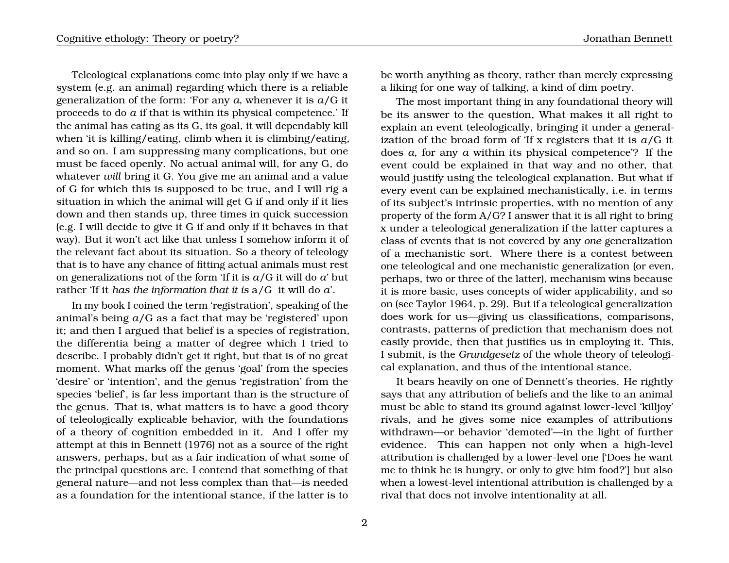Teleological explanations come into play only if we have a system (e.g. an animal) regarding which there is a reliable generalization of the form: 'For any $a$, whenever it is $a$/G it proceeds to do $a$ if that is within its physical competence.' If the animal has eating as its G, its goal, it will dependably kill when 'it is killing/eating, climb when it is climbing/eating, and so on. I am suppressing many complications, but one must be faced openly. No actual animal will, for any G, do whatever *will* bring it G. You give me an animal and a value of G for which this is supposed to be true, and I will rig a situation in which the animal will get G if and only if it lies down and then stands up, three times in quick succession (e.g. I will decide to give it G if and only if it behaves in that way). But it won't act like that unless I somehow inform it of the relevant fact about its situation. So a theory of teleology that is to have any chance of fitting actual animals must rest on generalizations not of the form 'If it is $a$/G it will do $a$' but rather 'If it *has the information that it is* a/*G* it will do $a$'.

In my book I coined the term 'registration', speaking of the animal's being $a$/G as a fact that may be 'registered' upon it; and then I argued that belief is a species of registration, the differentia being a matter of degree which I tried to describe. I probably didn't get it right, but that is of no great moment. What marks off the genus 'goal' from the species 'desire' or 'intention', and the genus 'registration' from the species 'belief', is far less important than is the structure of the genus. That is, what matters is to have a good theory of teleologically explicable behavior, with the foundations of a theory of cognition embedded in it. And I offer my attempt at this in Bennett (1976) not as a source of the right answers, perhaps, but as a fair indication of what some of the principal questions are. I contend that something of that general nature—and not less complex than that—is needed as a foundation for the intentional stance, if the latter is to be worth anything as theory, rather than merely expressing a liking for one way of talking, a kind of dim poetry.

The most important thing in any foundational theory will be its answer to the question, What makes it all right to explain an event teleologically, bringing it under a generalization of the broad form of 'If x registers that it is $a$/G it does $a$, for any $a$ within its physical competence'? If the event could be explained in that way and no other, that would justify using the teleological explanation. But what if every event can be explained mechanistically, i.e. in terms of its subject's intrinsic properties, with no mention of any property of the form A/G? I answer that it is all right to bring x under a teleological generalization if the latter captures a class of events that is not covered by any *one* generalization of a mechanistic sort. Where there is a contest between one teleological and one mechanistic generalization (or even, perhaps, two or three of the latter), mechanism wins because it is more basic, uses concepts of wider applicability, and so on (see Taylor 1964, p. 29). But if a teleological generalization does work for us—giving us classifications, comparisons, contrasts, patterns of prediction that mechanism does not easily provide, then that justifies us in employing it. This, I submit, is the *Grundgesetz* of the whole theory of teleological explanation, and thus of the intentional stance.

It bears heavily on one of Dennett's theories. He rightly says that any attribution of beliefs and the like to an animal must be able to stand its ground against lower-level 'killjoy' rivals, and he gives some nice examples of attributions withdrawn—or behavior 'demoted'—in the light of further evidence. This can happen not only when a high-level attribution is challenged by a lower-level one ['Does he want me to think he is hungry, or only to give him food?'] but also when a lowest-level intentional attribution is challenged by a rival that docs not involve intentionality at all.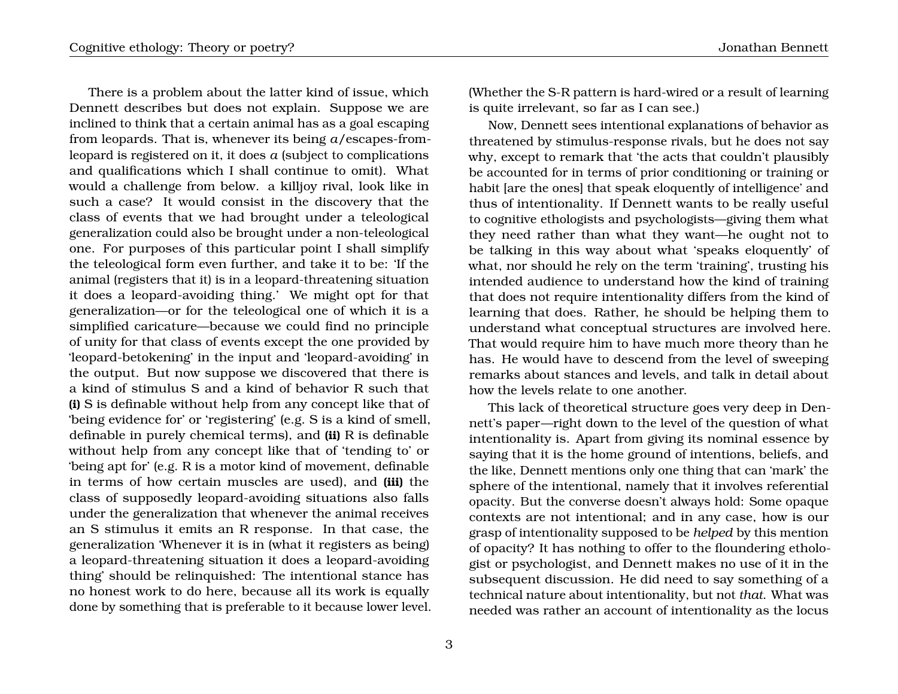There is a problem about the latter kind of issue, which Dennett describes but does not explain. Suppose we are inclined to think that a certain animal has as a goal escaping from leopards. That is, whenever its being $a$/escapes-from-leopard is registered on it, it does $a$ (subject to complications and qualifications which I shall continue to omit). What would a challenge from below. a killjoy rival, look like in such a case? It would consist in the discovery that the class of events that we had brought under a teleological generalization could also be brought under a non-teleological one. For purposes of this particular point I shall simplify the teleological form even further, and take it to be: 'If the animal (registers that it) is in a leopard-threatening situation it does a leopard-avoiding thing.' We might opt for that generalization—or for the teleological one of which it is a simplified caricature—because we could find no principle of unity for that class of events except the one provided by 'leopard-betokening' in the input and 'leopard-avoiding' in the output. But now suppose we discovered that there is a kind of stimulus S and a kind of behavior R such that **(i)** S is definable without help from any concept like that of 'being evidence for' or 'registering' (e.g. S is a kind of smell, definable in purely chemical terms), and **(ii)** R is definable without help from any concept like that of 'tending to' or 'being apt for' (e.g. R is a motor kind of movement, definable in terms of how certain muscles are used), and **(iii)** the class of supposedly leopard-avoiding situations also falls under the generalization that whenever the animal receives an S stimulus it emits an R response. In that case, the generalization 'Whenever it is in (what it registers as being) a leopard-threatening situation it does a leopard-avoiding thing' should be relinquished: The intentional stance has no honest work to do here, because all its work is equally done by something that is preferable to it because lower level. (Whether the S-R pattern is hard-wired or a result of learning is quite irrelevant, so far as I can see.)

Now, Dennett sees intentional explanations of behavior as threatened by stimulus-response rivals, but he does not say why, except to remark that 'the acts that couldn't plausibly be accounted for in terms of prior conditioning or training or habit [are the ones] that speak eloquently of intelligence' and thus of intentionality. If Dennett wants to be really useful to cognitive ethologists and psychologists—giving them what they need rather than what they want—he ought not to be talking in this way about what 'speaks eloquently' of what, nor should he rely on the term 'training', trusting his intended audience to understand how the kind of training that does not require intentionality differs from the kind of learning that does. Rather, he should be helping them to understand what conceptual structures are involved here. That would require him to have much more theory than he has. He would have to descend from the level of sweeping remarks about stances and levels, and talk in detail about how the levels relate to one another.

This lack of theoretical structure goes very deep in Dennett's paper—right down to the level of the question of what intentionality is. Apart from giving its nominal essence by saying that it is the home ground of intentions, beliefs, and the like, Dennett mentions only one thing that can 'mark' the sphere of the intentional, namely that it involves referential opacity. But the converse doesn't always hold: Some opaque contexts are not intentional; and in any case, how is our grasp of intentionality supposed to be *helped* by this mention of opacity? It has nothing to offer to the floundering ethologist or psychologist, and Dennett makes no use of it in the subsequent discussion. He did need to say something of a technical nature about intentionality, but not *that*. What was needed was rather an account of intentionality as the locus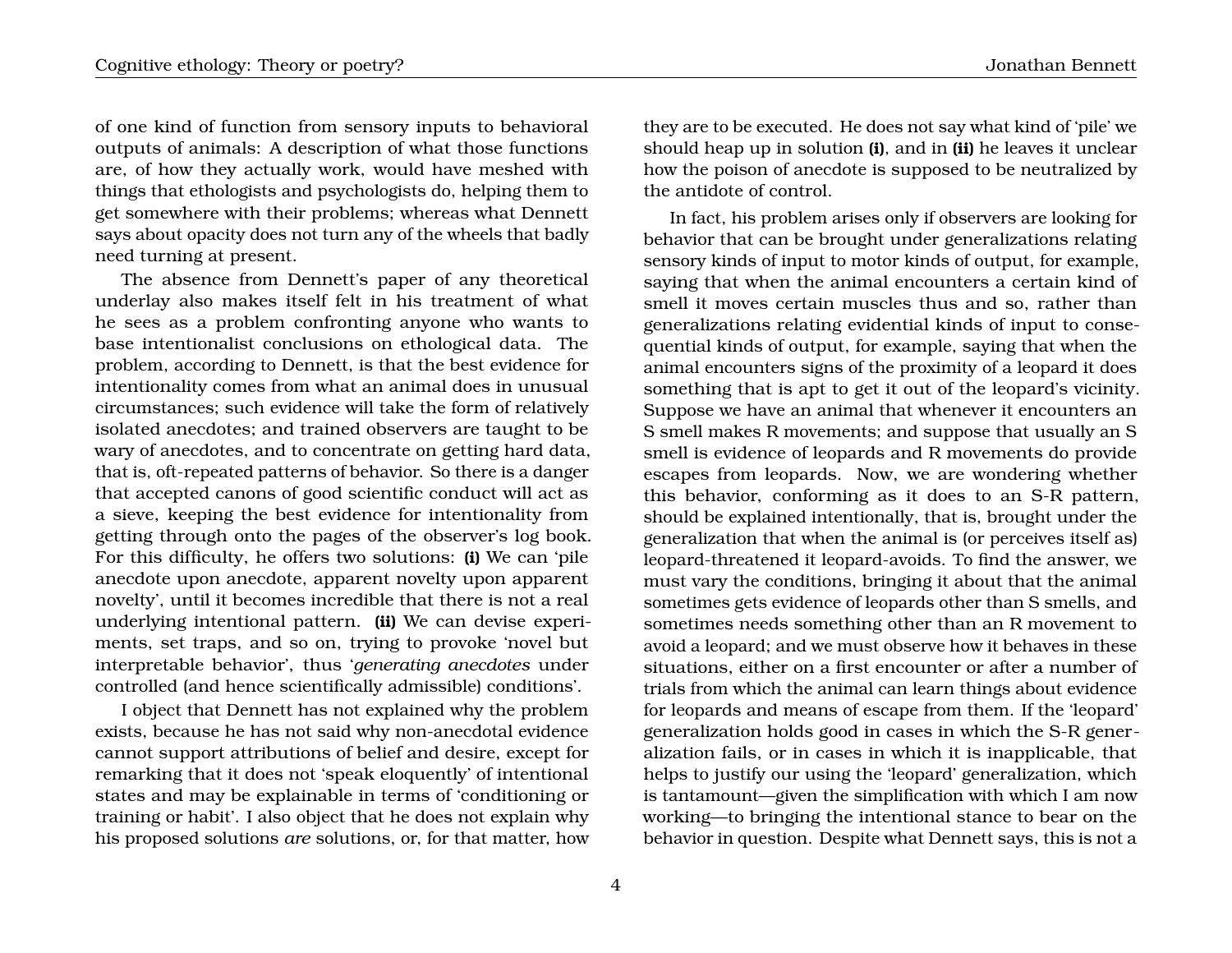of one kind of function from sensory inputs to behavioral outputs of animals: A description of what those functions are, of how they actually work, would have meshed with things that ethologists and psychologists do, helping them to get somewhere with their problems; whereas what Dennett says about opacity does not turn any of the wheels that badly need turning at present.

The absence from Dennett's paper of any theoretical underlay also makes itself felt in his treatment of what he sees as a problem confronting anyone who wants to base intentionalist conclusions on ethological data. The problem, according to Dennett, is that the best evidence for intentionality comes from what an animal does in unusual circumstances; such evidence will take the form of relatively isolated anecdotes; and trained observers are taught to be wary of anecdotes, and to concentrate on getting hard data, that is, oft-repeated patterns of behavior. So there is a danger that accepted canons of good scientific conduct will act as a sieve, keeping the best evidence for intentionality from getting through onto the pages of the observer's log book. For this difficulty, he offers two solutions: **(i)** We can 'pile anecdote upon anecdote, apparent novelty upon apparent novelty', until it becomes incredible that there is not a real underlying intentional pattern. **(ii)** We can devise experiments, set traps, and so on, trying to provoke 'novel but interpretable behavior', thus '*generating anecdotes* under controlled (and hence scientifically admissible) conditions'.

I object that Dennett has not explained why the problem exists, because he has not said why non-anecdotal evidence cannot support attributions of belief and desire, except for remarking that it does not 'speak eloquently' of intentional states and may be explainable in terms of 'conditioning or training or habit'. I also object that he does not explain why his proposed solutions *are* solutions, or, for that matter, how they are to be executed. He does not say what kind of 'pile' we should heap up in solution **(i)**, and in **(ii)** he leaves it unclear how the poison of anecdote is supposed to be neutralized by the antidote of control.

In fact, his problem arises only if observers are looking for behavior that can be brought under generalizations relating sensory kinds of input to motor kinds of output, for example, saying that when the animal encounters a certain kind of smell it moves certain muscles thus and so, rather than generalizations relating evidential kinds of input to consequential kinds of output, for example, saying that when the animal encounters signs of the proximity of a leopard it does something that is apt to get it out of the leopard's vicinity. Suppose we have an animal that whenever it encounters an S smell makes R movements; and suppose that usually an S smell is evidence of leopards and R movements do provide escapes from leopards. Now, we are wondering whether this behavior, conforming as it does to an S-R pattern, should be explained intentionally, that is, brought under the generalization that when the animal is (or perceives itself as) leopard-threatened it leopard-avoids. To find the answer, we must vary the conditions, bringing it about that the animal sometimes gets evidence of leopards other than S smells, and sometimes needs something other than an R movement to avoid a leopard; and we must observe how it behaves in these situations, either on a first encounter or after a number of trials from which the animal can learn things about evidence for leopards and means of escape from them. If the 'leopard' generalization holds good in cases in which the S-R generalization fails, or in cases in which it is inapplicable, that helps to justify our using the 'leopard' generalization, which is tantamount—given the simplification with which I am now working—to bringing the intentional stance to bear on the behavior in question. Despite what Dennett says, this is not a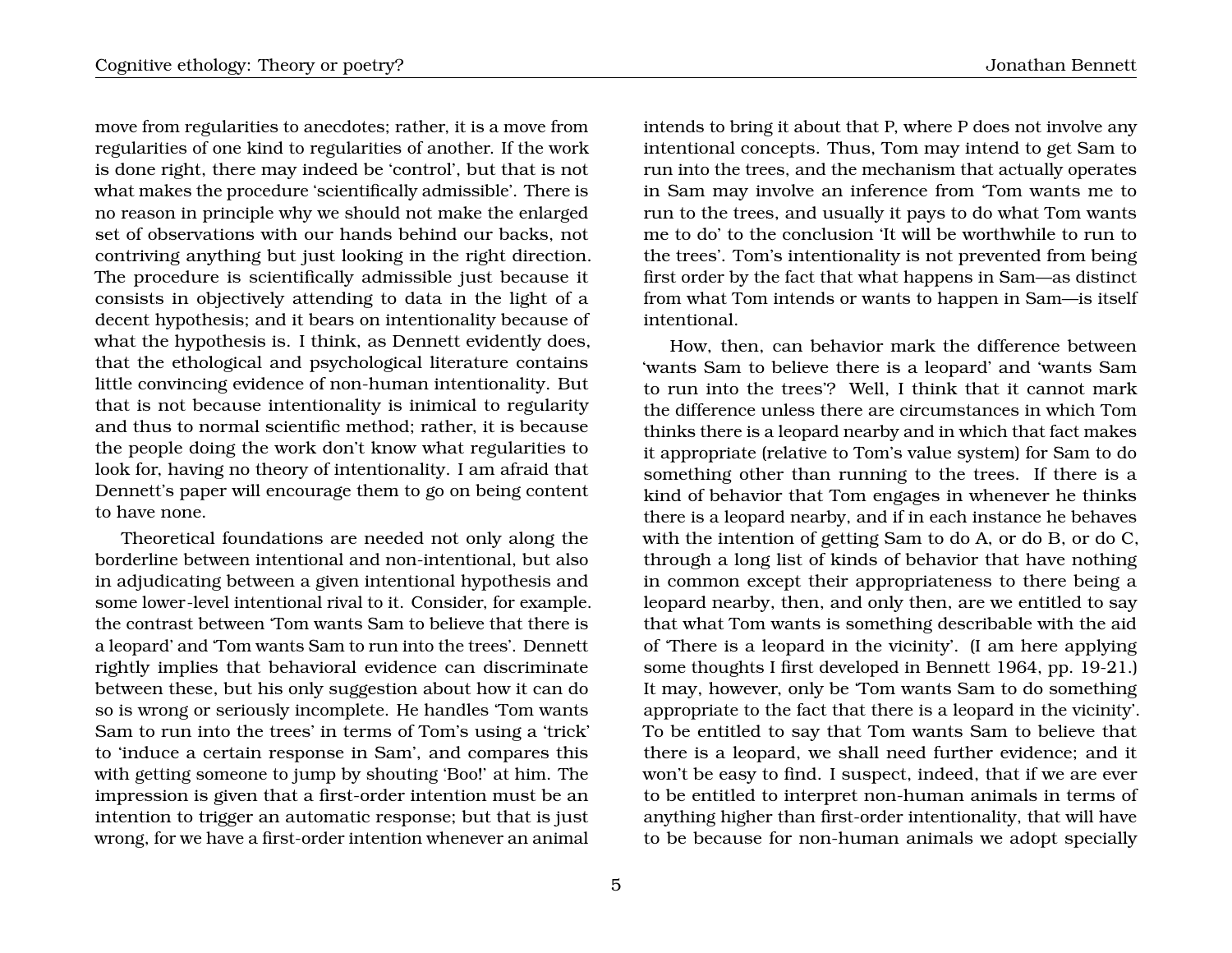move from regularities to anecdotes; rather, it is a move from regularities of one kind to regularities of another. If the work is done right, there may indeed be 'control', but that is not what makes the procedure 'scientifically admissible'. There is no reason in principle why we should not make the enlarged set of observations with our hands behind our backs, not contriving anything but just looking in the right direction. The procedure is scientifically admissible just because it consists in objectively attending to data in the light of a decent hypothesis; and it bears on intentionality because of what the hypothesis is. I think, as Dennett evidently does, that the ethological and psychological literature contains little convincing evidence of non-human intentionality. But that is not because intentionality is inimical to regularity and thus to normal scientific method; rather, it is because the people doing the work don't know what regularities to look for, having no theory of intentionality. I am afraid that Dennett's paper will encourage them to go on being content to have none.

Theoretical foundations are needed not only along the borderline between intentional and non-intentional, but also in adjudicating between a given intentional hypothesis and some lower-level intentional rival to it. Consider, for example. the contrast between 'Tom wants Sam to believe that there is a leopard' and 'Tom wants Sam to run into the trees'. Dennett rightly implies that behavioral evidence can discriminate between these, but his only suggestion about how it can do so is wrong or seriously incomplete. He handles 'Tom wants Sam to run into the trees' in terms of Tom's using a 'trick' to 'induce a certain response in Sam', and compares this with getting someone to jump by shouting 'Boo!' at him. The impression is given that a first-order intention must be an intention to trigger an automatic response; but that is just wrong, for we have a first-order intention whenever an animal intends to bring it about that P, where P does not involve any intentional concepts. Thus, Tom may intend to get Sam to run into the trees, and the mechanism that actually operates in Sam may involve an inference from 'Tom wants me to run to the trees, and usually it pays to do what Tom wants me to do' to the conclusion 'It will be worthwhile to run to the trees'. Tom's intentionality is not prevented from being first order by the fact that what happens in Sam—as distinct from what Tom intends or wants to happen in Sam—is itself intentional.

How, then, can behavior mark the difference between 'wants Sam to believe there is a leopard' and 'wants Sam to run into the trees'? Well, I think that it cannot mark the difference unless there are circumstances in which Tom thinks there is a leopard nearby and in which that fact makes it appropriate (relative to Tom's value system) for Sam to do something other than running to the trees. If there is a kind of behavior that Tom engages in whenever he thinks there is a leopard nearby, and if in each instance he behaves with the intention of getting Sam to do A, or do B, or do C, through a long list of kinds of behavior that have nothing in common except their appropriateness to there being a leopard nearby, then, and only then, are we entitled to say that what Tom wants is something describable with the aid of 'There is a leopard in the vicinity'. (I am here applying some thoughts I first developed in Bennett 1964, pp. 19-21.) It may, however, only be 'Tom wants Sam to do something appropriate to the fact that there is a leopard in the vicinity'. To be entitled to say that Tom wants Sam to believe that there is a leopard, we shall need further evidence; and it won't be easy to find. I suspect, indeed, that if we are ever to be entitled to interpret non-human animals in terms of anything higher than first-order intentionality, that will have to be because for non-human animals we adopt specially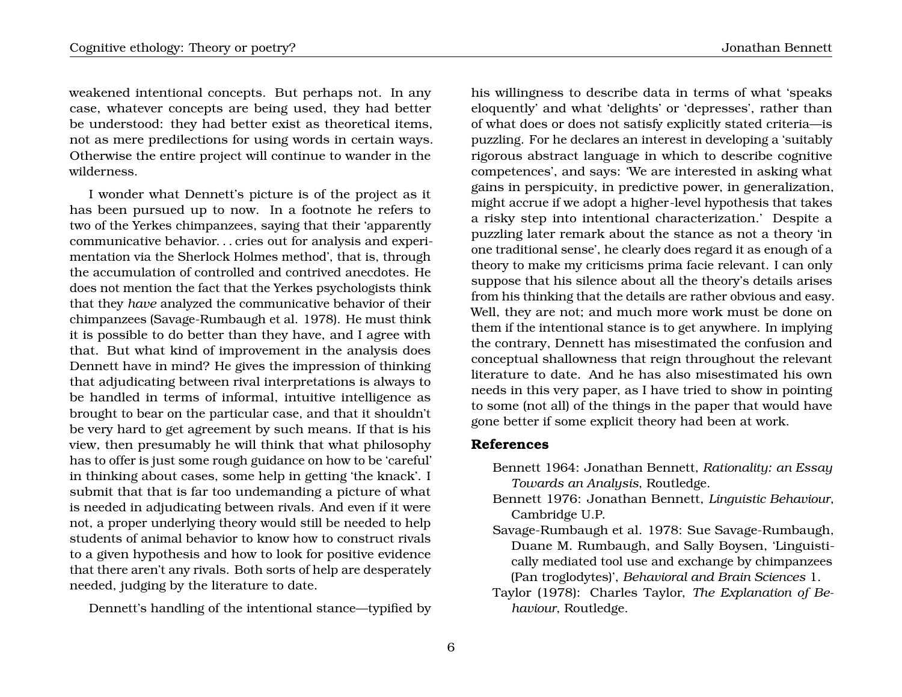weakened intentional concepts. But perhaps not. In any case, whatever concepts are being used, they had better be understood: they had better exist as theoretical items, not as mere predilections for using words in certain ways. Otherwise the entire project will continue to wander in the wilderness.

I wonder what Dennett's picture is of the project as it has been pursued up to now. In a footnote he refers to two of the Yerkes chimpanzees, saying that their 'apparently communicative behavior. . . cries out for analysis and experimentation via the Sherlock Holmes method', that is, through the accumulation of controlled and contrived anecdotes. He does not mention the fact that the Yerkes psychologists think that they *have* analyzed the communicative behavior of their chimpanzees (Savage-Rumbaugh et al. 1978). He must think it is possible to do better than they have, and I agree with that. But what kind of improvement in the analysis does Dennett have in mind? He gives the impression of thinking that adjudicating between rival interpretations is always to be handled in terms of informal, intuitive intelligence as brought to bear on the particular case, and that it shouldn't be very hard to get agreement by such means. If that is his view, then presumably he will think that what philosophy has to offer is just some rough guidance on how to be 'careful' in thinking about cases, some help in getting 'the knack'. I submit that that is far too undemanding a picture of what is needed in adjudicating between rivals. And even if it were not, a proper underlying theory would still be needed to help students of animal behavior to know how to construct rivals to a given hypothesis and how to look for positive evidence that there aren't any rivals. Both sorts of help are desperately needed, judging by the literature to date.

Dennett's handling of the intentional stance—typified by his willingness to describe data in terms of what 'speaks eloquently' and what 'delights' or 'depresses', rather than of what does or does not satisfy explicitly stated criteria—is puzzling. For he declares an interest in developing a 'suitably rigorous abstract language in which to describe cognitive competences', and says: 'We are interested in asking what gains in perspicuity, in predictive power, in generalization, might accrue if we adopt a higher-level hypothesis that takes a risky step into intentional characterization.' Despite a puzzling later remark about the stance as not a theory 'in one traditional sense', he clearly does regard it as enough of a theory to make my criticisms prima facie relevant. I can only suppose that his silence about all the theory's details arises from his thinking that the details are rather obvious and easy. Well, they are not; and much more work must be done on them if the intentional stance is to get anywhere. In implying the contrary, Dennett has misestimated the confusion and conceptual shallowness that reign throughout the relevant literature to date. And he has also misestimated his own needs in this very paper, as I have tried to show in pointing to some (not all) of the things in the paper that would have gone better if some explicit theory had been at work.

## References

Bennett 1964: Jonathan Bennett, *Rationality: an Essay Towards an Analysis*, Routledge.

Bennett 1976: Jonathan Bennett, *Linguistic Behaviour*, Cambridge U.P.

Savage-Rumbaugh et al. 1978: Sue Savage-Rumbaugh, Duane M. Rumbaugh, and Sally Boysen, 'Linguistically mediated tool use and exchange by chimpanzees (Pan troglodytes)', *Behavioral and Brain Sciences* 1.

Taylor (1978): Charles Taylor, *The Explanation of Behaviour*, Routledge.